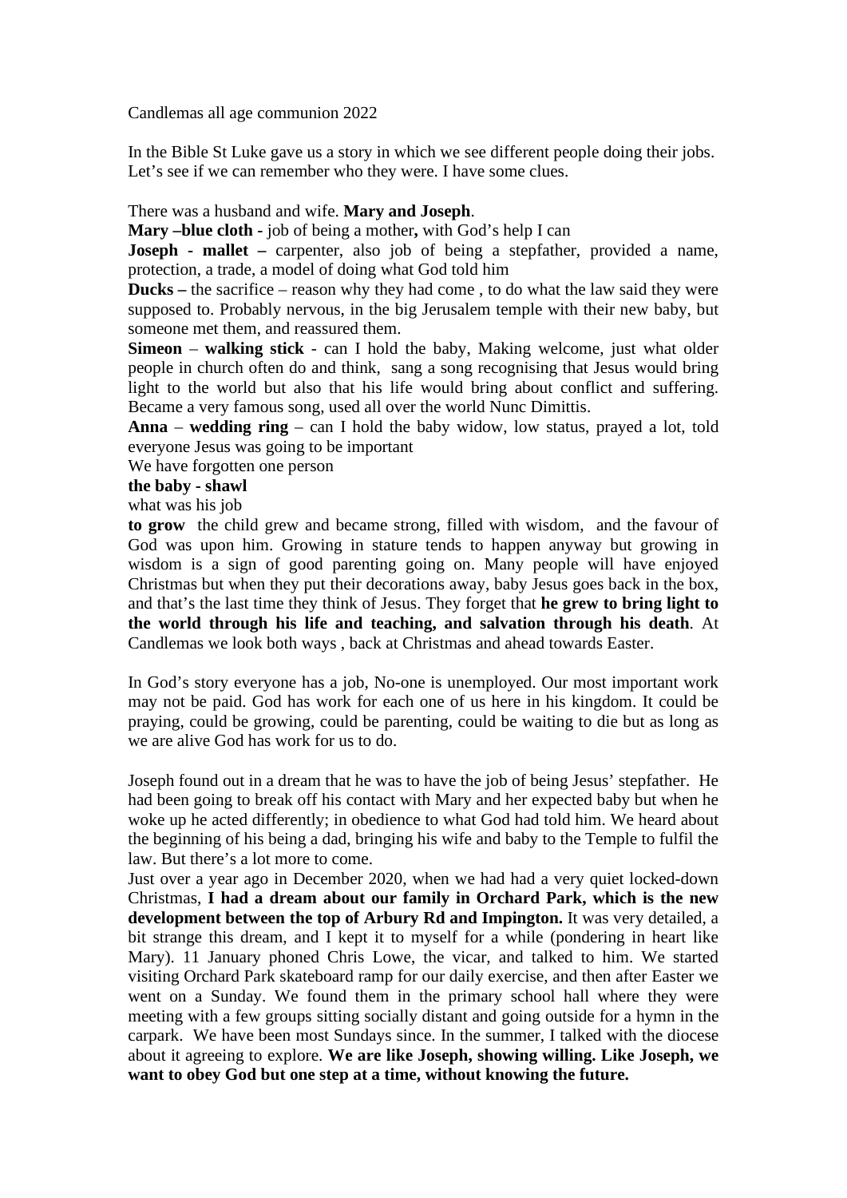Candlemas all age communion 2022

In the Bible St Luke gave us a story in which we see different people doing their jobs. Let's see if we can remember who they were. I have some clues.

There was a husband and wife. **Mary and Joseph**.

**Mary –blue cloth** - job of being a mother**,** with God's help I can

**Joseph - mallet –** carpenter, also job of being a stepfather, provided a name, protection, a trade, a model of doing what God told him

**Ducks –** the sacrifice – reason why they had come , to do what the law said they were supposed to. Probably nervous, in the big Jerusalem temple with their new baby, but someone met them, and reassured them.

**Simeon** – **walking stick** - can I hold the baby, Making welcome, just what older people in church often do and think, sang a song recognising that Jesus would bring light to the world but also that his life would bring about conflict and suffering. Became a very famous song, used all over the world Nunc Dimittis.

**Anna** – **wedding ring** – can I hold the baby widow, low status, prayed a lot, told everyone Jesus was going to be important

We have forgotten one person

**the baby - shawl**

what was his job

**to grow** the child grew and became strong, filled with wisdom, and the favour of God was upon him. Growing in stature tends to happen anyway but growing in wisdom is a sign of good parenting going on. Many people will have enjoyed Christmas but when they put their decorations away, baby Jesus goes back in the box, and that's the last time they think of Jesus. They forget that **he grew to bring light to the world through his life and teaching, and salvation through his death**. At Candlemas we look both ways , back at Christmas and ahead towards Easter.

In God's story everyone has a job, No-one is unemployed. Our most important work may not be paid. God has work for each one of us here in his kingdom. It could be praying, could be growing, could be parenting, could be waiting to die but as long as we are alive God has work for us to do.

Joseph found out in a dream that he was to have the job of being Jesus' stepfather. He had been going to break off his contact with Mary and her expected baby but when he woke up he acted differently; in obedience to what God had told him. We heard about the beginning of his being a dad, bringing his wife and baby to the Temple to fulfil the law. But there's a lot more to come.

Just over a year ago in December 2020, when we had had a very quiet locked-down Christmas, **I had a dream about our family in Orchard Park, which is the new development between the top of Arbury Rd and Impington.** It was very detailed, a bit strange this dream, and I kept it to myself for a while (pondering in heart like Mary). 11 January phoned Chris Lowe, the vicar, and talked to him. We started visiting Orchard Park skateboard ramp for our daily exercise, and then after Easter we went on a Sunday. We found them in the primary school hall where they were meeting with a few groups sitting socially distant and going outside for a hymn in the carpark. We have been most Sundays since. In the summer, I talked with the diocese about it agreeing to explore. **We are like Joseph, showing willing. Like Joseph, we want to obey God but one step at a time, without knowing the future.**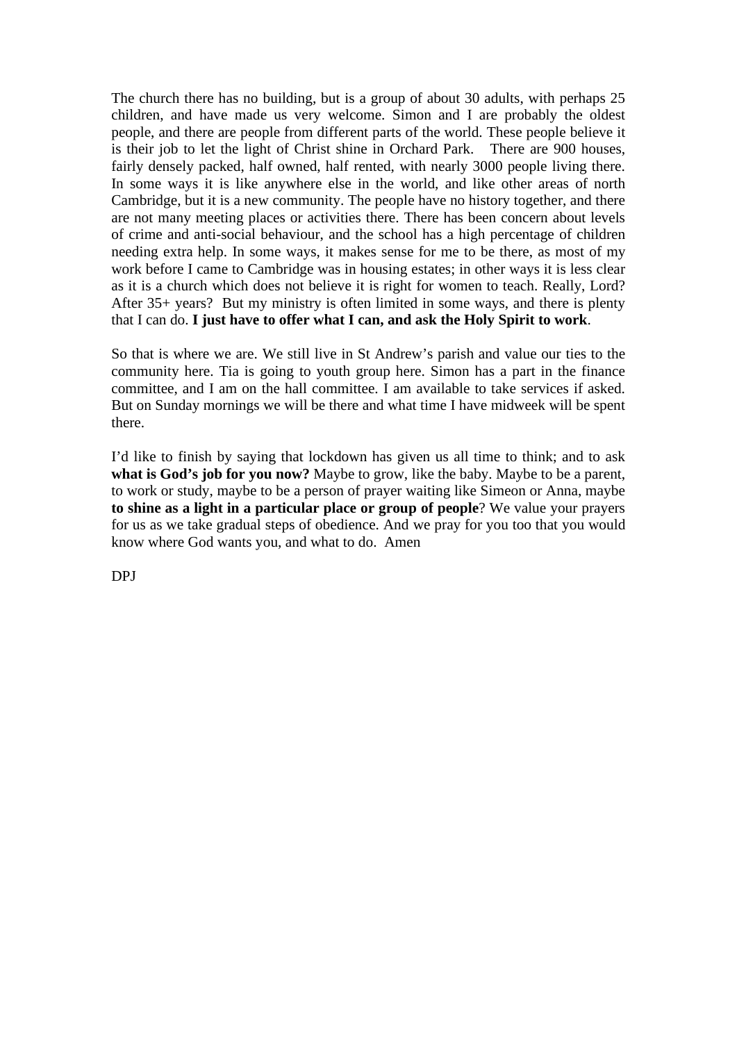The church there has no building, but is a group of about 30 adults, with perhaps 25 children, and have made us very welcome. Simon and I are probably the oldest people, and there are people from different parts of the world. These people believe it is their job to let the light of Christ shine in Orchard Park. There are 900 houses, fairly densely packed, half owned, half rented, with nearly 3000 people living there. In some ways it is like anywhere else in the world, and like other areas of north Cambridge, but it is a new community. The people have no history together, and there are not many meeting places or activities there. There has been concern about levels of crime and anti-social behaviour, and the school has a high percentage of children needing extra help. In some ways, it makes sense for me to be there, as most of my work before I came to Cambridge was in housing estates; in other ways it is less clear as it is a church which does not believe it is right for women to teach. Really, Lord? After 35+ years? But my ministry is often limited in some ways, and there is plenty that I can do. **I just have to offer what I can, and ask the Holy Spirit to work**.

So that is where we are. We still live in St Andrew's parish and value our ties to the community here. Tia is going to youth group here. Simon has a part in the finance committee, and I am on the hall committee. I am available to take services if asked. But on Sunday mornings we will be there and what time I have midweek will be spent there.

I'd like to finish by saying that lockdown has given us all time to think; and to ask **what is God's job for you now?** Maybe to grow, like the baby. Maybe to be a parent, to work or study, maybe to be a person of prayer waiting like Simeon or Anna, maybe **to shine as a light in a particular place or group of people**? We value your prayers for us as we take gradual steps of obedience. And we pray for you too that you would know where God wants you, and what to do. Amen

DPJ